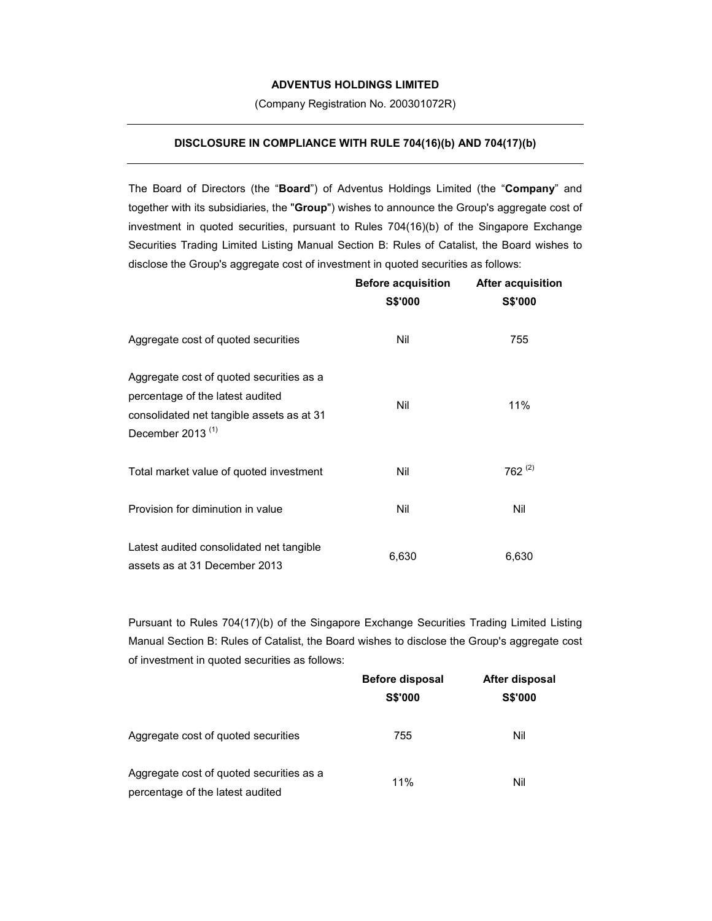**ADVENTUS HOLDINGS LIMITED**

(Company Registration No. 200301072R)

---

**DISCLOSURE IN COMPLIANCE WITH RULE 704(16)(b) AND 704(17)(b)**

---

The Board of Directors (the "**Board**") of Adventus Holdings Limited (the "**Company**" and together with its subsidiaries, the "**Group**") wishes to announce the Group's aggregate cost of investment in quoted securities, pursuant to Rules 704(16)(b) of the Singapore Exchange Securities Trading Limited Listing Manual Section B: Rules of Catalist, the Board wishes to disclose the Group's aggregate cost of investment in quoted securities as follows:

| | **Before acquisition S$'000** | **After acquisition S$'000** |
|---|---|---|
| Aggregate cost of quoted securities | Nil | 755 |
| Aggregate cost of quoted securities as a percentage of the latest audited consolidated net tangible assets as at 31 December 2013 (1) | Nil | 11% |
| Total market value of quoted investment | Nil | 762 (2) |
| Provision for diminution in value | Nil | Nil |
| Latest audited consolidated net tangible assets as at 31 December 2013 | 6,630 | 6,630 |

Pursuant to Rules 704(17)(b) of the Singapore Exchange Securities Trading Limited Listing Manual Section B: Rules of Catalist, the Board wishes to disclose the Group's aggregate cost of investment in quoted securities as follows:

| | **Before disposal S$'000** | **After disposal S$'000** |
|---|---|---|
| Aggregate cost of quoted securities | 755 | Nil |
| Aggregate cost of quoted securities as a percentage of the latest audited | 11% | Nil |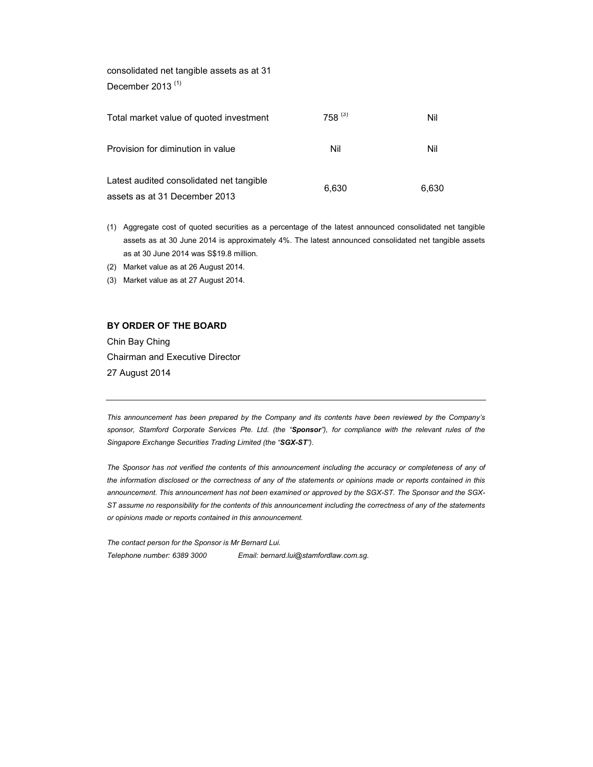| | | |
|---|---|---|
| consolidated net tangible assets as at 31 December 2013 [1] | | |
| Total market value of quoted investment | 758 [3] | Nil |
| Provision for diminution in value | Nil | Nil |
| Latest audited consolidated net tangible assets as at 31 December 2013 | 6,630 | 6,630 |

(1) Aggregate cost of quoted securities as a percentage of the latest announced consolidated net tangible assets as at 30 June 2014 is approximately 4%. The latest announced consolidated net tangible assets as at 30 June 2014 was S$19.8 million.

(2) Market value as at 26 August 2014.

(3) Market value as at 27 August 2014.

**BY ORDER OF THE BOARD**

Chin Bay Ching
Chairman and Executive Director
27 August 2014

---

*This announcement has been prepared by the Company and its contents have been reviewed by the Company's sponsor, Stamford Corporate Services Pte. Ltd. (the "**Sponsor**"), for compliance with the relevant rules of the Singapore Exchange Securities Trading Limited (the "**SGX-ST**").*

*The Sponsor has not verified the contents of this announcement including the accuracy or completeness of any of the information disclosed or the correctness of any of the statements or opinions made or reports contained in this announcement. This announcement has not been examined or approved by the SGX-ST. The Sponsor and the SGX-ST assume no responsibility for the contents of this announcement including the correctness of any of the statements or opinions made or reports contained in this announcement.*

*The contact person for the Sponsor is Mr Bernard Lui.*
*Telephone number: 6389 3000 Email: bernard.lui@stamfordlaw.com.sg.*